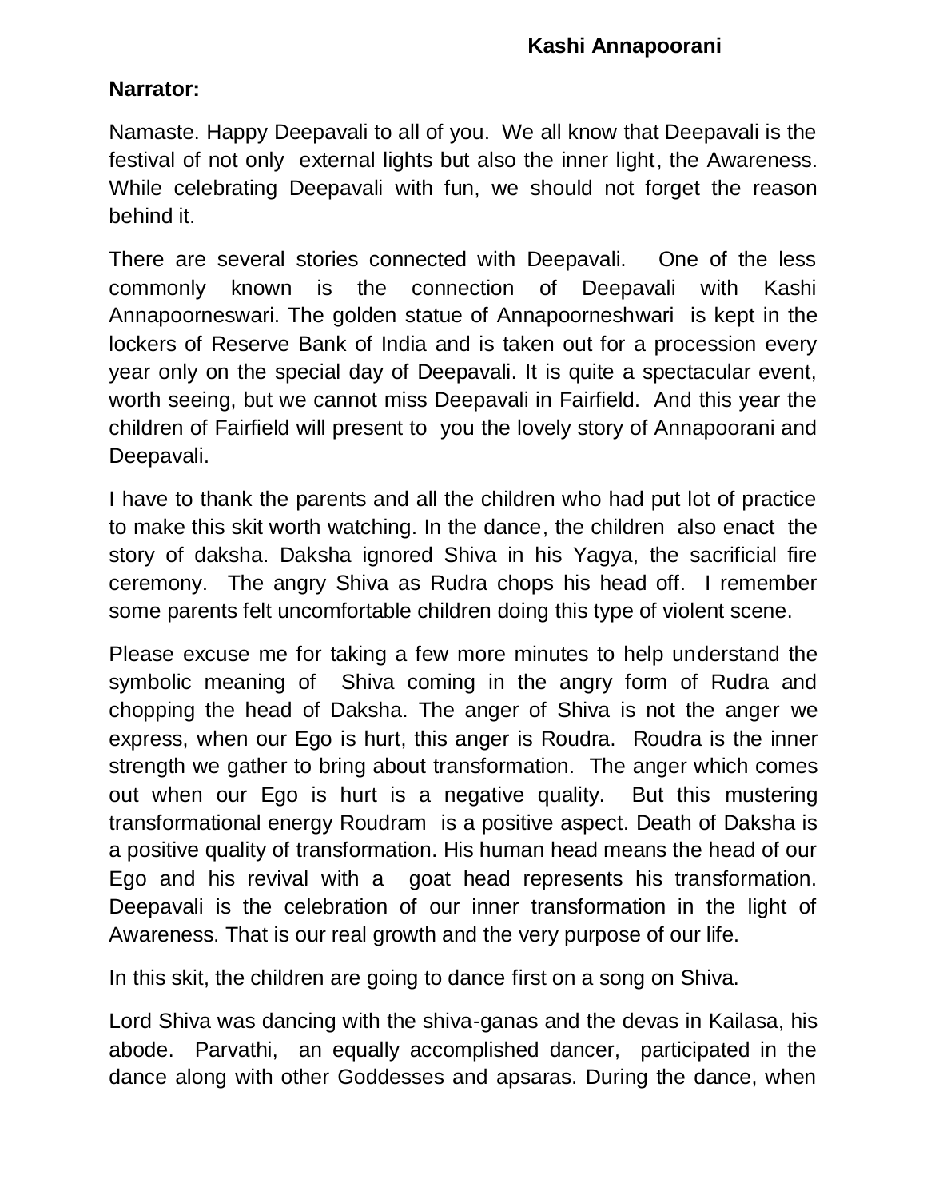# Kashi Annapoorani

**Narrator:**

Namaste. Happy Deepavali to all of you. We all know that Deepavali is the festival of not only external lights but also the inner light, the Awareness. While celebrating Deepavali with fun, we should not forget the reason behind it.

There are several stories connected with Deepavali. One of the less commonly known is the connection of Deepavali with Kashi Annapoorneswari. The golden statue of Annapoorneshwari is kept in the lockers of Reserve Bank of India and is taken out for a procession every year only on the special day of Deepavali. It is quite a spectacular event, worth seeing, but we cannot miss Deepavali in Fairfield. And this year the children of Fairfield will present to you the lovely story of Annapoorani and Deepavali.

I have to thank the parents and all the children who had put lot of practice to make this skit worth watching. In the dance, the children also enact the story of daksha. Daksha ignored Shiva in his Yagya, the sacrificial fire ceremony. The angry Shiva as Rudra chops his head off. I remember some parents felt uncomfortable children doing this type of violent scene.

Please excuse me for taking a few more minutes to help understand the symbolic meaning of Shiva coming in the angry form of Rudra and chopping the head of Daksha. The anger of Shiva is not the anger we express, when our Ego is hurt, this anger is Roudra. Roudra is the inner strength we gather to bring about transformation. The anger which comes out when our Ego is hurt is a negative quality. But this mustering transformational energy Roudram is a positive aspect. Death of Daksha is a positive quality of transformation. His human head means the head of our Ego and his revival with a goat head represents his transformation. Deepavali is the celebration of our inner transformation in the light of Awareness. That is our real growth and the very purpose of our life.

In this skit, the children are going to dance first on a song on Shiva.

Lord Shiva was dancing with the shiva-ganas and the devas in Kailasa, his abode. Parvathi, an equally accomplished dancer, participated in the dance along with other Goddesses and apsaras. During the dance, when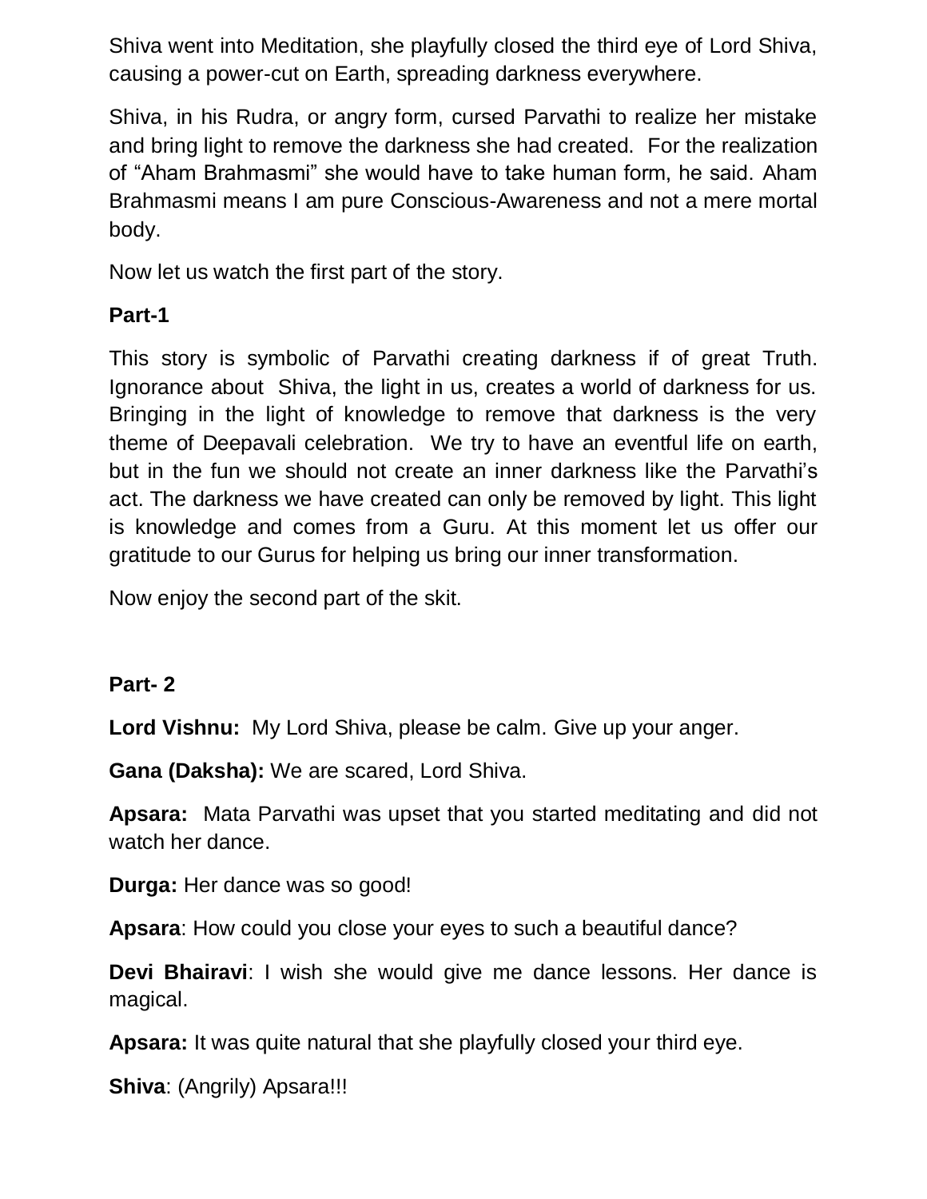Shiva went into Meditation, she playfully closed the third eye of Lord Shiva, causing a power-cut on Earth, spreading darkness everywhere.

Shiva, in his Rudra, or angry form, cursed Parvathi to realize her mistake and bring light to remove the darkness she had created. For the realization of "Aham Brahmasmi" she would have to take human form, he said. Aham Brahmasmi means I am pure Conscious-Awareness and not a mere mortal body.

Now let us watch the first part of the story.

**Part-1**

This story is symbolic of Parvathi creating darkness if of great Truth. Ignorance about Shiva, the light in us, creates a world of darkness for us. Bringing in the light of knowledge to remove that darkness is the very theme of Deepavali celebration. We try to have an eventful life on earth, but in the fun we should not create an inner darkness like the Parvathi's act. The darkness we have created can only be removed by light. This light is knowledge and comes from a Guru. At this moment let us offer our gratitude to our Gurus for helping us bring our inner transformation.

Now enjoy the second part of the skit.

**Part- 2**

**Lord Vishnu:** My Lord Shiva, please be calm. Give up your anger.

**Gana (Daksha):** We are scared, Lord Shiva.

**Apsara:** Mata Parvathi was upset that you started meditating and did not watch her dance.

**Durga:** Her dance was so good!

**Apsara**: How could you close your eyes to such a beautiful dance?

**Devi Bhairavi**: I wish she would give me dance lessons. Her dance is magical.

**Apsara:** It was quite natural that she playfully closed your third eye.

**Shiva**: (Angrily) Apsara!!!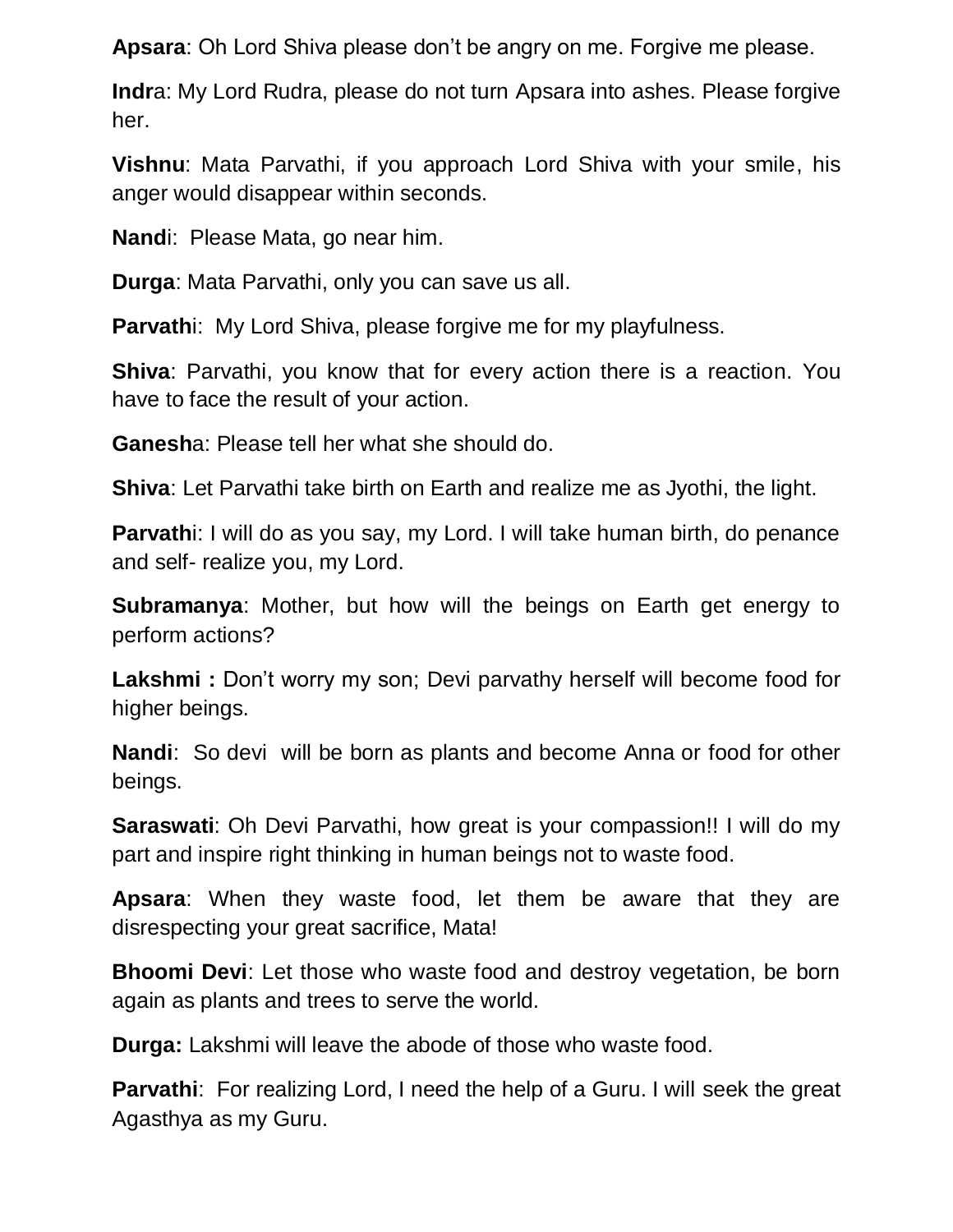**Apsara**: Oh Lord Shiva please don't be angry on me. Forgive me please.

**Indr**a: My Lord Rudra, please do not turn Apsara into ashes. Please forgive her.

**Vishnu**: Mata Parvathi, if you approach Lord Shiva with your smile, his anger would disappear within seconds.

**Nand**i: Please Mata, go near him.

**Durga**: Mata Parvathi, only you can save us all.

**Parvath**i: My Lord Shiva, please forgive me for my playfulness.

**Shiva**: Parvathi, you know that for every action there is a reaction. You have to face the result of your action.

**Ganesh**a: Please tell her what she should do.

**Shiva**: Let Parvathi take birth on Earth and realize me as Jyothi, the light.

**Parvath**i: I will do as you say, my Lord. I will take human birth, do penance and self- realize you, my Lord.

**Subramanya**: Mother, but how will the beings on Earth get energy to perform actions?

**Lakshmi :** Don't worry my son; Devi parvathy herself will become food for higher beings.

**Nandi**: So devi will be born as plants and become Anna or food for other beings.

**Saraswati**: Oh Devi Parvathi, how great is your compassion!! I will do my part and inspire right thinking in human beings not to waste food.

**Apsara**: When they waste food, let them be aware that they are disrespecting your great sacrifice, Mata!

**Bhoomi Devi**: Let those who waste food and destroy vegetation, be born again as plants and trees to serve the world.

**Durga:** Lakshmi will leave the abode of those who waste food.

**Parvathi**: For realizing Lord, I need the help of a Guru. I will seek the great Agasthya as my Guru.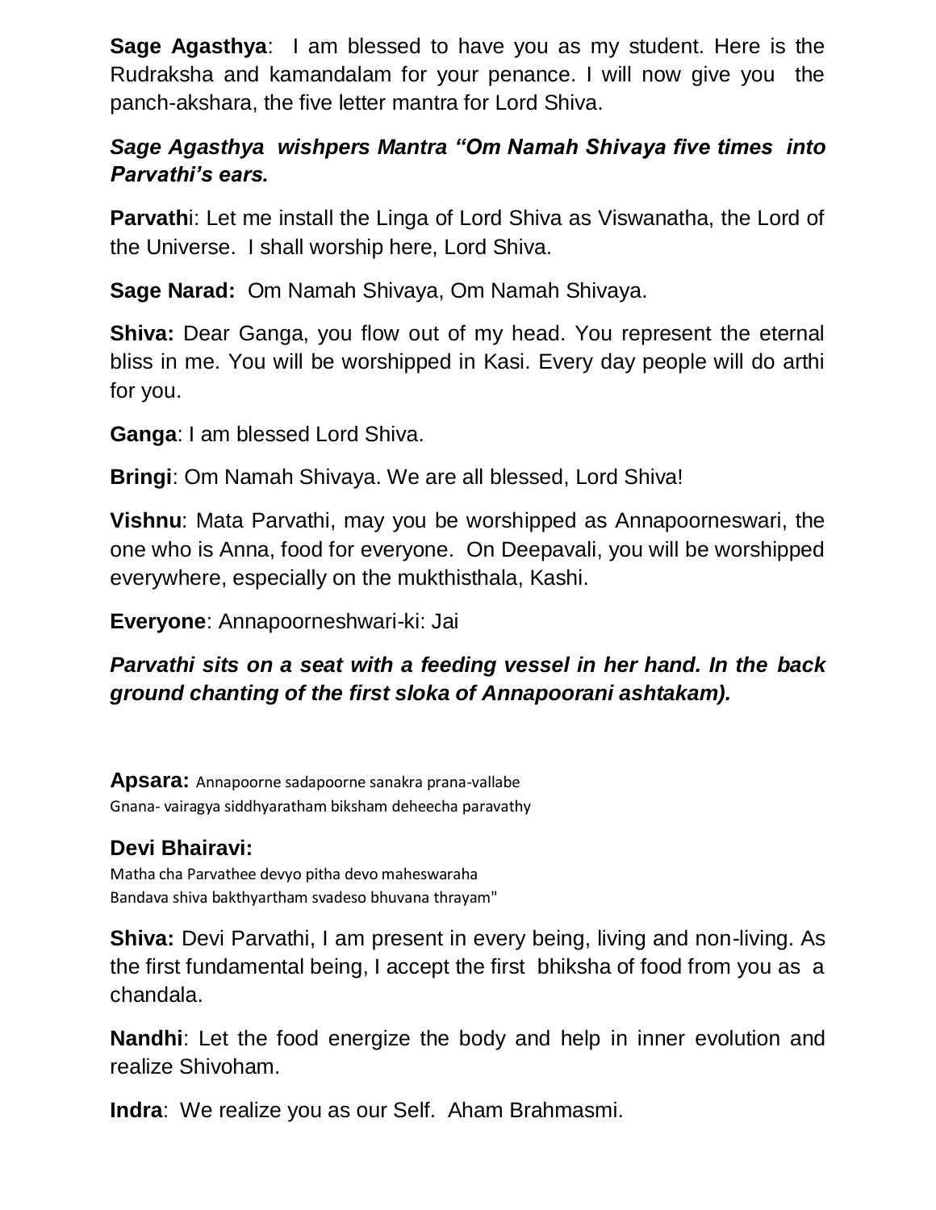**Sage Agasthya**: I am blessed to have you as my student. Here is the Rudraksha and kamandalam for your penance. I will now give you the panch-akshara, the five letter mantra for Lord Shiva.

***Sage Agasthya wishpers Mantra "Om Namah Shivaya five times into Parvathi's ears.***

**Parvathi**: Let me install the Linga of Lord Shiva as Viswanatha, the Lord of the Universe. I shall worship here, Lord Shiva.

**Sage Narad:** Om Namah Shivaya, Om Namah Shivaya.

**Shiva:** Dear Ganga, you flow out of my head. You represent the eternal bliss in me. You will be worshipped in Kasi. Every day people will do arthi for you.

**Ganga**: I am blessed Lord Shiva.

**Bringi**: Om Namah Shivaya. We are all blessed, Lord Shiva!

**Vishnu**: Mata Parvathi, may you be worshipped as Annapoorneswari, the one who is Anna, food for everyone. On Deepavali, you will be worshipped everywhere, especially on the mukthisthala, Kashi.

**Everyone**: Annapoorneshwari-ki: Jai

***Parvathi sits on a seat with a feeding vessel in her hand. In the back ground chanting of the first sloka of Annapoorani ashtakam).***

**Apsara:** Annapoorne sadapoorne sanakra prana-vallabe
Gnana- vairagya siddhyaratham biksham deheecha paravathy

**Devi Bhairavi:**
Matha cha Parvathee devyo pitha devo maheswaraha
Bandava shiva bakthyartham svadeso bhuvana thrayam"

**Shiva:** Devi Parvathi, I am present in every being, living and non-living. As the first fundamental being, I accept the first bhiksha of food from you as a chandala.

**Nandhi**: Let the food energize the body and help in inner evolution and realize Shivoham.

**Indra**: We realize you as our Self. Aham Brahmasmi.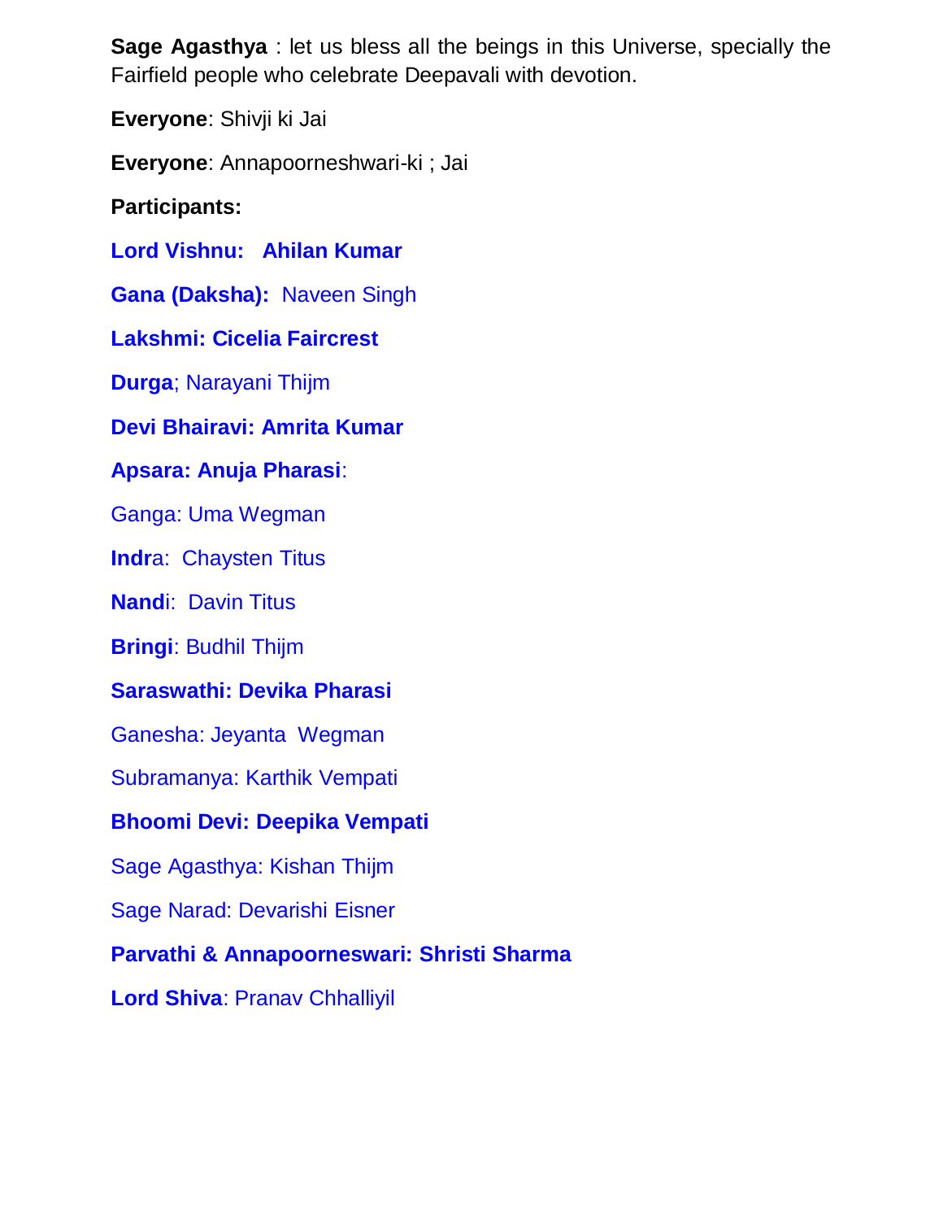**Sage Agasthya** : let us bless all the beings in this Universe, specially the Fairfield people who celebrate Deepavali with devotion.

**Everyone**: Shivji ki Jai

**Everyone**: Annapoorneshwari-ki ; Jai

**Participants:**

**Lord Vishnu: Ahilan Kumar**

**Gana (Daksha):** Naveen Singh

**Lakshmi: Cicelia Faircrest**

**Durga**; Narayani Thijm

**Devi Bhairavi: Amrita Kumar**

**Apsara: Anuja Pharasi**:

Ganga: Uma Wegman

**Indr**a: Chaysten Titus

**Nand**i: Davin Titus

**Bringi**: Budhil Thijm

**Saraswathi: Devika Pharasi**

Ganesha: Jeyanta Wegman

Subramanya: Karthik Vempati

**Bhoomi Devi: Deepika Vempati**

Sage Agasthya: Kishan Thijm

Sage Narad: Devarishi Eisner

**Parvathi & Annapoorneswari: Shristi Sharma**

**Lord Shiva**: Pranav Chhalliyil